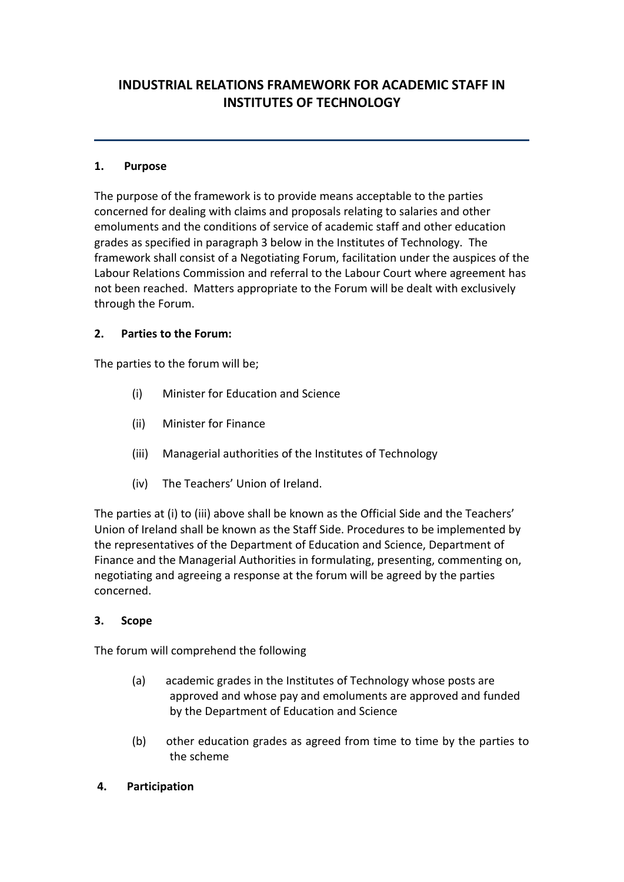# INDUSTRIAL RELATIONS FRAMEWORK FOR ACADEMIC STAFF IN INSTITUTES OF TECHNOLOGY

---

## 1. Purpose

The purpose of the framework is to provide means acceptable to the parties concerned for dealing with claims and proposals relating to salaries and other emoluments and the conditions of service of academic staff and other education grades as specified in paragraph 3 below in the Institutes of Technology. The framework shall consist of a Negotiating Forum, facilitation under the auspices of the Labour Relations Commission and referral to the Labour Court where agreement has not been reached. Matters appropriate to the Forum will be dealt with exclusively through the Forum.

## 2. Parties to the Forum:

The parties to the forum will be;

(i) Minister for Education and Science

(ii) Minister for Finance

(iii) Managerial authorities of the Institutes of Technology

(iv) The Teachers' Union of Ireland.

The parties at (i) to (iii) above shall be known as the Official Side and the Teachers' Union of Ireland shall be known as the Staff Side. Procedures to be implemented by the representatives of the Department of Education and Science, Department of Finance and the Managerial Authorities in formulating, presenting, commenting on, negotiating and agreeing a response at the forum will be agreed by the parties concerned.

## 3. Scope

The forum will comprehend the following

(a) academic grades in the Institutes of Technology whose posts are approved and whose pay and emoluments are approved and funded by the Department of Education and Science

(b) other education grades as agreed from time to time by the parties to the scheme

## 4. Participation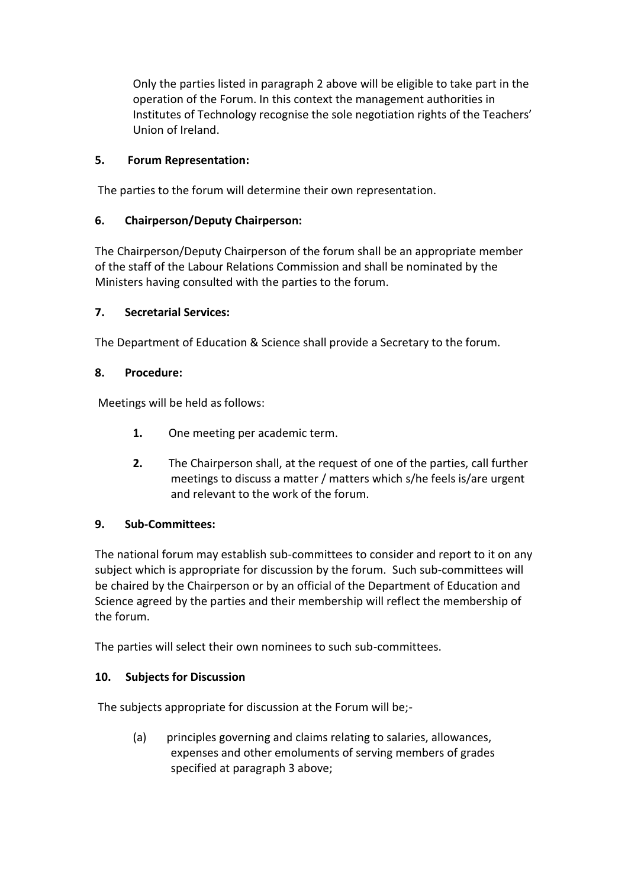Only the parties listed in paragraph 2 above will be eligible to take part in the operation of the Forum. In this context the management authorities in Institutes of Technology recognise the sole negotiation rights of the Teachers' Union of Ireland.

**5. Forum Representation:**

The parties to the forum will determine their own representation.

**6. Chairperson/Deputy Chairperson:**

The Chairperson/Deputy Chairperson of the forum shall be an appropriate member of the staff of the Labour Relations Commission and shall be nominated by the Ministers having consulted with the parties to the forum.

**7. Secretarial Services:**

The Department of Education & Science shall provide a Secretary to the forum.

**8. Procedure:**

Meetings will be held as follows:

1. One meeting per academic term.
2. The Chairperson shall, at the request of one of the parties, call further meetings to discuss a matter / matters which s/he feels is/are urgent and relevant to the work of the forum.

**9. Sub-Committees:**

The national forum may establish sub-committees to consider and report to it on any subject which is appropriate for discussion by the forum. Such sub-committees will be chaired by the Chairperson or by an official of the Department of Education and Science agreed by the parties and their membership will reflect the membership of the forum.

The parties will select their own nominees to such sub-committees.

**10. Subjects for Discussion**

The subjects appropriate for discussion at the Forum will be;-

(a) principles governing and claims relating to salaries, allowances, expenses and other emoluments of serving members of grades specified at paragraph 3 above;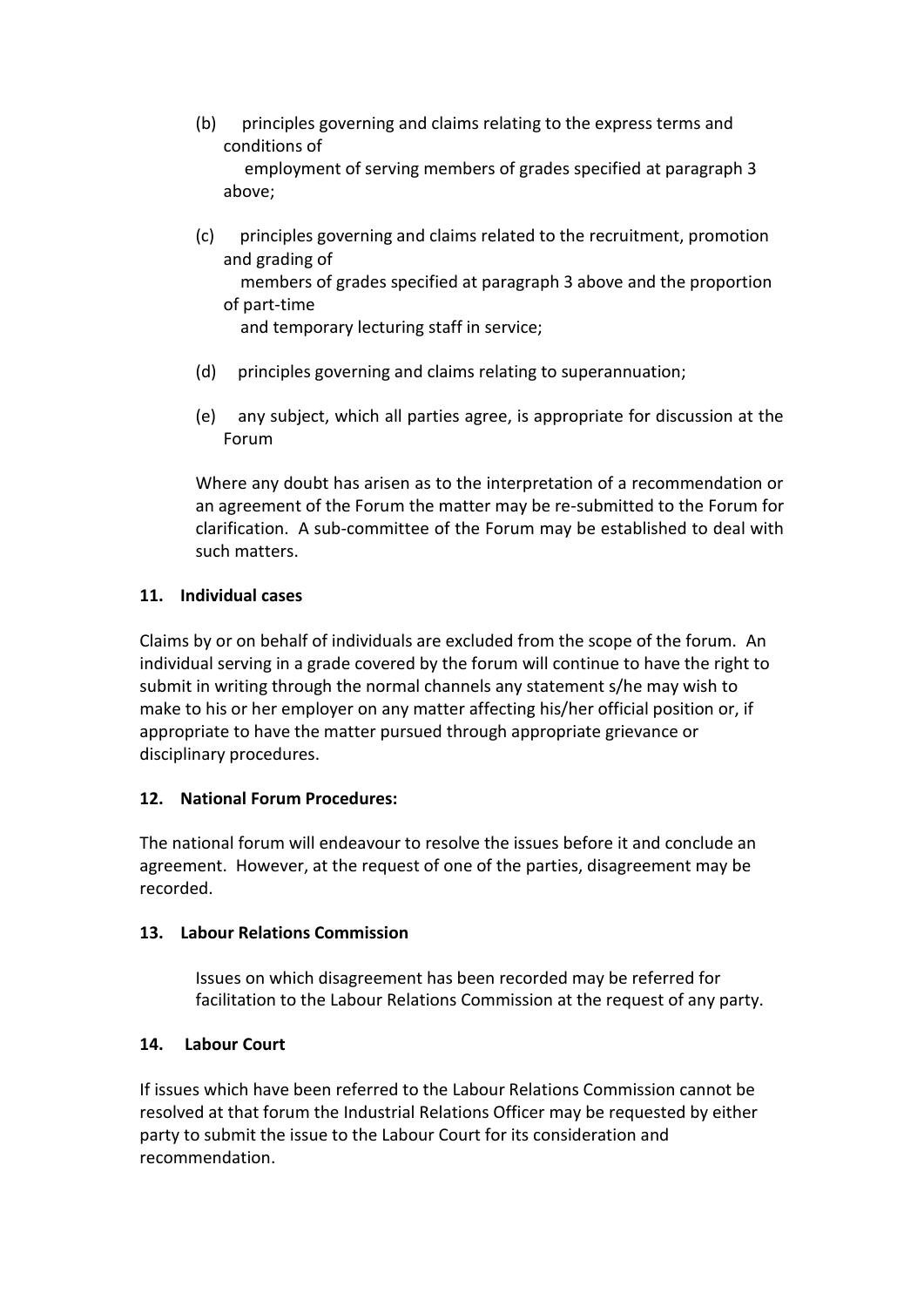(b) principles governing and claims relating to the express terms and conditions of employment of serving members of grades specified at paragraph 3 above;

(c) principles governing and claims related to the recruitment, promotion and grading of members of grades specified at paragraph 3 above and the proportion of part-time and temporary lecturing staff in service;

(d) principles governing and claims relating to superannuation;

(e) any subject, which all parties agree, is appropriate for discussion at the Forum

Where any doubt has arisen as to the interpretation of a recommendation or an agreement of the Forum the matter may be re-submitted to the Forum for clarification. A sub-committee of the Forum may be established to deal with such matters.

**11. Individual cases**

Claims by or on behalf of individuals are excluded from the scope of the forum. An individual serving in a grade covered by the forum will continue to have the right to submit in writing through the normal channels any statement s/he may wish to make to his or her employer on any matter affecting his/her official position or, if appropriate to have the matter pursued through appropriate grievance or disciplinary procedures.

**12. National Forum Procedures:**

The national forum will endeavour to resolve the issues before it and conclude an agreement. However, at the request of one of the parties, disagreement may be recorded.

**13. Labour Relations Commission**

Issues on which disagreement has been recorded may be referred for facilitation to the Labour Relations Commission at the request of any party.

**14. Labour Court**

If issues which have been referred to the Labour Relations Commission cannot be resolved at that forum the Industrial Relations Officer may be requested by either party to submit the issue to the Labour Court for its consideration and recommendation.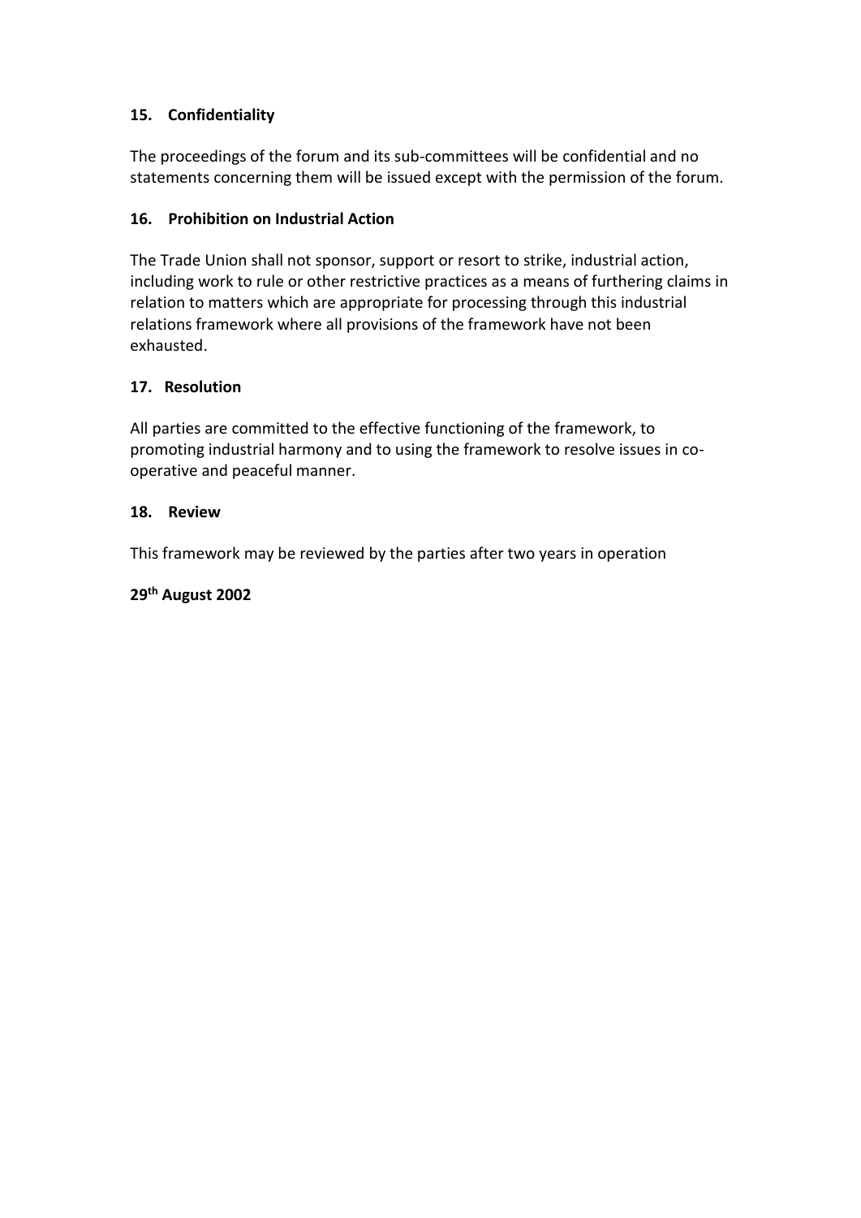### 15. Confidentiality

The proceedings of the forum and its sub-committees will be confidential and no statements concerning them will be issued except with the permission of the forum.

### 16. Prohibition on Industrial Action

The Trade Union shall not sponsor, support or resort to strike, industrial action, including work to rule or other restrictive practices as a means of furthering claims in relation to matters which are appropriate for processing through this industrial relations framework where all provisions of the framework have not been exhausted.

### 17. Resolution

All parties are committed to the effective functioning of the framework, to promoting industrial harmony and to using the framework to resolve issues in co-operative and peaceful manner.

### 18. Review

This framework may be reviewed by the parties after two years in operation

**29th August 2002**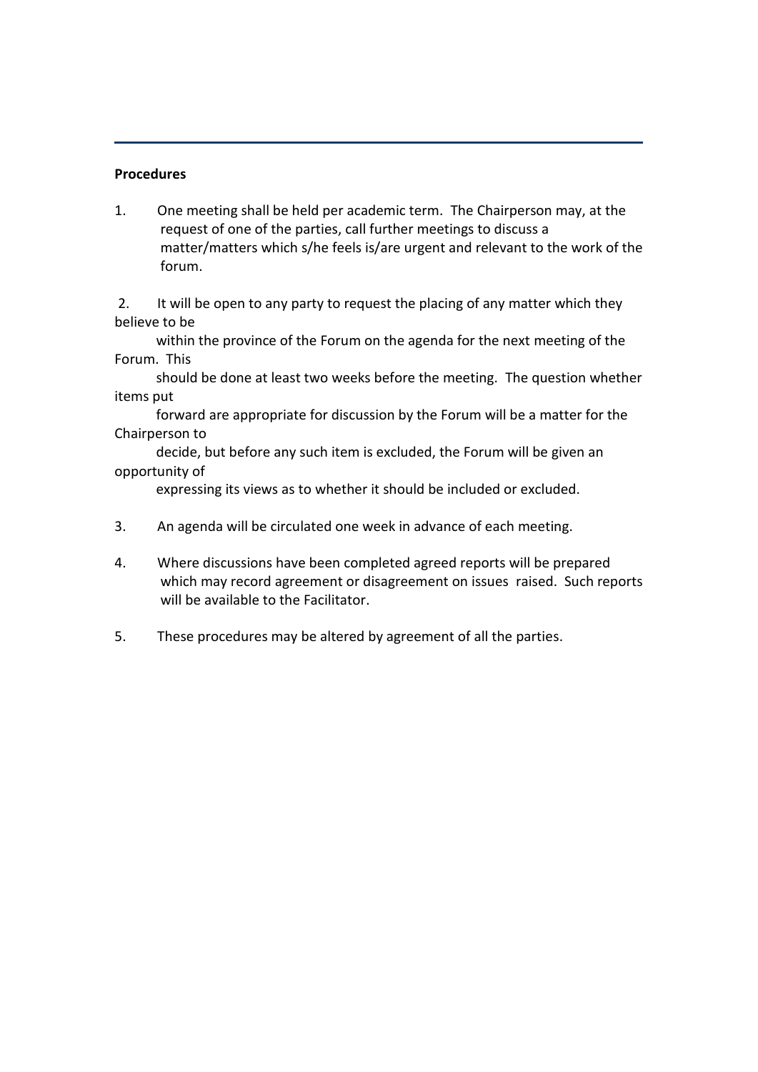**Procedures**

1. One meeting shall be held per academic term. The Chairperson may, at the request of one of the parties, call further meetings to discuss a matter/matters which s/he feels is/are urgent and relevant to the work of the forum.

2. It will be open to any party to request the placing of any matter which they believe to be within the province of the Forum on the agenda for the next meeting of the Forum. This should be done at least two weeks before the meeting. The question whether items put forward are appropriate for discussion by the Forum will be a matter for the Chairperson to decide, but before any such item is excluded, the Forum will be given an opportunity of expressing its views as to whether it should be included or excluded.

3. An agenda will be circulated one week in advance of each meeting.

4. Where discussions have been completed agreed reports will be prepared which may record agreement or disagreement on issues raised. Such reports will be available to the Facilitator.

5. These procedures may be altered by agreement of all the parties.